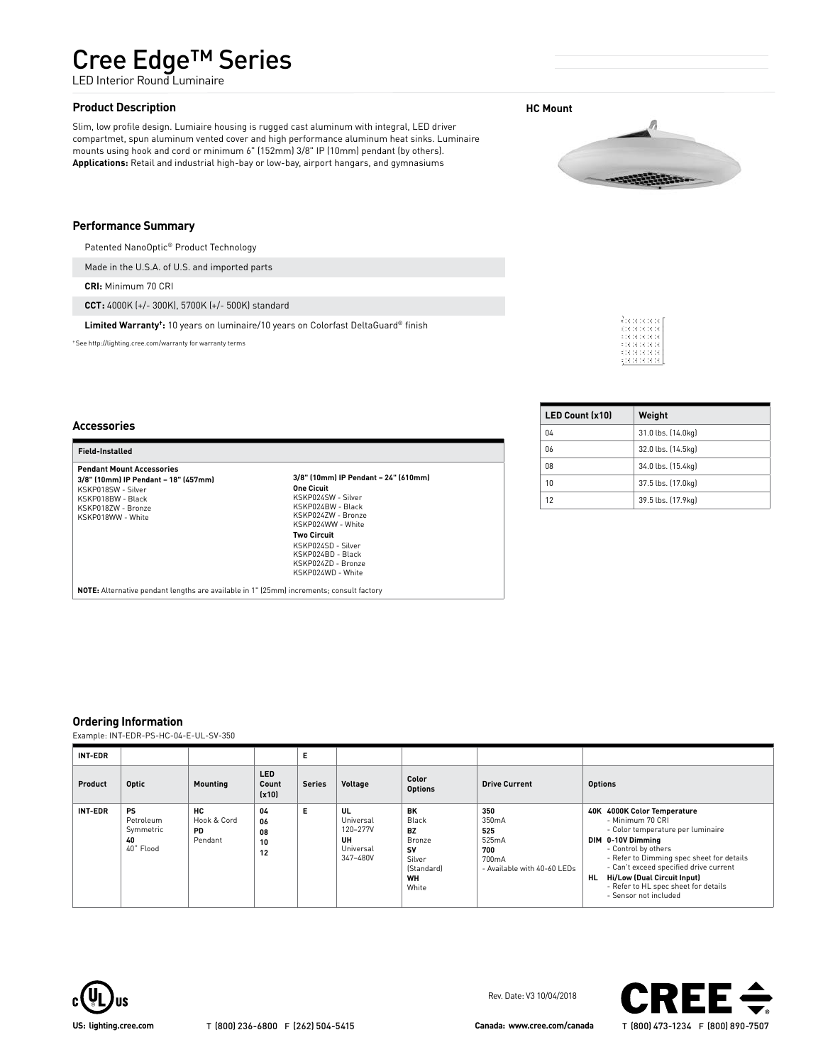# Cree Edge™ Series

LED Interior Round Luminaire

## Product Description

Slim, low profile design. Lumiaire housing is rugged cast aluminum with integral, LED driver compartmet, spun aluminum vented cover and high performance aluminum heat sinks. Luminaire mounts using hook and cord or minimum 6" (152mm) 3/8" IP (10mm) pendant (by others).
**Applications:** Retail and industrial high-bay or low-bay, airport hangars, and gymnasiums

**HC Mount**

## Performance Summary

Patented NanoOptic® Product Technology

Made in the U.S.A. of U.S. and imported parts

**CRI:** Minimum 70 CRI

**CCT:** 4000K (+/- 300K), 5700K (+/- 500K) standard

**Limited Warranty†:** 10 years on luminaire/10 years on Colorfast DeltaGuard® finish

† See http://lighting.cree.com/warranty for warranty terms

| LED Count (x10) | Weight |
|---|---|
| 04 | 31.0 lbs. (14.0kg) |
| 06 | 32.0 lbs. (14.5kg) |
| 08 | 34.0 lbs. (15.4kg) |
| 10 | 37.5 lbs. (17.0kg) |
| 12 | 39.5 lbs. (17.9kg) |

## Accessories

**Field-Installed**

**Pendant Mount Accessories**

**3/8" (10mm) IP Pendant – 18" (457mm)**
KSKP018SW - Silver
KSKP018BW - Black
KSKP018ZW - Bronze
KSKP018WW - White

**3/8" (10mm) IP Pendant – 24" (610mm)**

**One Cicuit**
KSKP024SW - Silver
KSKP024BW - Black
KSKP024ZW - Bronze
KSKP024WW - White

**Two Circuit**
KSKP024SD - Silver
KSKP024BD - Black
KSKP024ZD - Bronze
KSKP024WD - White

**NOTE:** Alternative pendant lengths are available in 1" (25mm) increments; consult factory

## Ordering Information

Example: INT-EDR-PS-HC-04-E-UL-SV-350

| INT-EDR | | | | E | | | | |
|---|---|---|---|---|---|---|---|---|
| **Product** | **Optic** | **Mounting** | **LED Count (x10)** | **Series** | **Voltage** | **Color Options** | **Drive Current** | **Options** |
| **INT-EDR** | **PS** Petroleum Symmetric<br>**40** 40° Flood | **HC** Hook & Cord<br>**PD** Pendant | **04**<br>**06**<br>**08**<br>**10**<br>**12** | **E** | **UL** Universal 120–277V<br>**UH** Universal 347–480V | **BK** Black<br>**BZ** Bronze<br>**SV** Silver (Standard)<br>**WH** White | **350** 350mA<br>**525** 525mA<br>**700** 700mA<br>- Available with 40-60 LEDs | **40K 4000K Color Temperature**<br>- Minimum 70 CRI<br>- Color temperature per luminaire<br>**DIM 0-10V Dimming**<br>- Control by others<br>- Refer to Dimming spec sheet for details<br>- Can't exceed specified drive current<br>**HL Hi/Low (Dual Circuit Input)**<br>- Refer to HL spec sheet for details<br>- Sensor not included |

Rev. Date: V3 10/04/2018

US: lighting.cree.com T (800) 236-6800 F (262) 504-5415

Canada: www.cree.com/canada T (800) 473-1234 F (800) 890-7507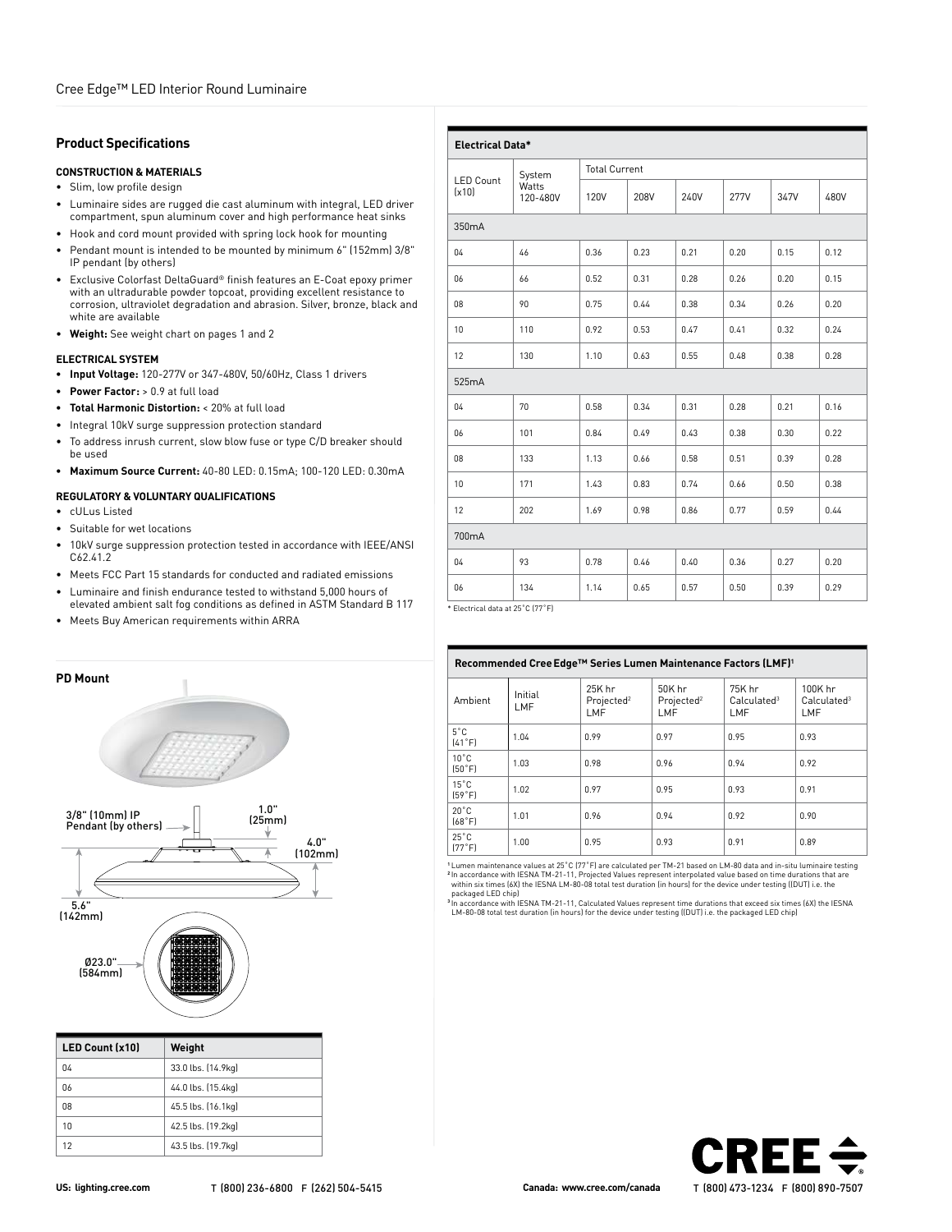## Product Specifications

### CONSTRUCTION & MATERIALS

- Slim, low profile design
- Luminaire sides are rugged die cast aluminum with integral, LED driver compartment, spun aluminum cover and high performance heat sinks
- Hook and cord mount provided with spring lock hook for mounting
- Pendant mount is intended to be mounted by minimum 6" (152mm) 3/8" IP pendant (by others)
- Exclusive Colorfast DeltaGuard® finish features an E-Coat epoxy primer with an ultradurable powder topcoat, providing excellent resistance to corrosion, ultraviolet degradation and abrasion. Silver, bronze, black and white are available
- **Weight:** See weight chart on pages 1 and 2

### ELECTRICAL SYSTEM

- **Input Voltage:** 120-277V or 347-480V, 50/60Hz, Class 1 drivers
- **Power Factor:** > 0.9 at full load
- **Total Harmonic Distortion:** < 20% at full load
- Integral 10kV surge suppression protection standard
- To address inrush current, slow blow fuse or type C/D breaker should be used
- **Maximum Source Current:** 40-80 LED: 0.15mA; 100-120 LED: 0.30mA

### REGULATORY & VOLUNTARY QUALIFICATIONS

- cULus Listed
- Suitable for wet locations
- 10kV surge suppression protection tested in accordance with IEEE/ANSI C62.41.2
- Meets FCC Part 15 standards for conducted and radiated emissions
- Luminaire and finish endurance tested to withstand 5,000 hours of elevated ambient salt fog conditions as defined in ASTM Standard B 117
- Meets Buy American requirements within ARRA

### PD Mount

3/8" (10mm) IP Pendant (by others)

1.0" (25mm)

4.0" (102mm)

5.6" (142mm)

Ø23.0" (584mm)

| LED Count (x10) | Weight |
|---|---|
| 04 | 33.0 lbs. (14.9kg) |
| 06 | 44.0 lbs. (15.4kg) |
| 08 | 45.5 lbs. (16.1kg) |
| 10 | 42.5 lbs. (19.2kg) |
| 12 | 43.5 lbs. (19.7kg) |

### Electrical Data*

| LED Count (x10) | System Watts 120-480V | Total Current | | | | | |
|---|---|---|---|---|---|---|---|
| | | 120V | 208V | 240V | 277V | 347V | 480V |
| **350mA** | | | | | | | |
| 04 | 46 | 0.36 | 0.23 | 0.21 | 0.20 | 0.15 | 0.12 |
| 06 | 66 | 0.52 | 0.31 | 0.28 | 0.26 | 0.20 | 0.15 |
| 08 | 90 | 0.75 | 0.44 | 0.38 | 0.34 | 0.26 | 0.20 |
| 10 | 110 | 0.92 | 0.53 | 0.47 | 0.41 | 0.32 | 0.24 |
| 12 | 130 | 1.10 | 0.63 | 0.55 | 0.48 | 0.38 | 0.28 |
| **525mA** | | | | | | | |
| 04 | 70 | 0.58 | 0.34 | 0.31 | 0.28 | 0.21 | 0.16 |
| 06 | 101 | 0.84 | 0.49 | 0.43 | 0.38 | 0.30 | 0.22 |
| 08 | 133 | 1.13 | 0.66 | 0.58 | 0.51 | 0.39 | 0.28 |
| 10 | 171 | 1.43 | 0.83 | 0.74 | 0.66 | 0.50 | 0.38 |
| 12 | 202 | 1.69 | 0.98 | 0.86 | 0.77 | 0.59 | 0.44 |
| **700mA** | | | | | | | |
| 04 | 93 | 0.78 | 0.46 | 0.40 | 0.36 | 0.27 | 0.20 |
| 06 | 134 | 1.14 | 0.65 | 0.57 | 0.50 | 0.39 | 0.29 |

\* Electrical data at 25˚C (77˚F)

### Recommended Cree Edge™ Series Lumen Maintenance Factors (LMF)[1]

| Ambient | Initial LMF | 25K hr Projected[2] LMF | 50K hr Projected[2] LMF | 75K hr Calculated[3] LMF | 100K hr Calculated[3] LMF |
|---|---|---|---|---|---|
| 5˚C (41˚F) | 1.04 | 0.99 | 0.97 | 0.95 | 0.93 |
| 10˚C (50˚F) | 1.03 | 0.98 | 0.96 | 0.94 | 0.92 |
| 15˚C (59˚F) | 1.02 | 0.97 | 0.95 | 0.93 | 0.91 |
| 20˚C (68˚F) | 1.01 | 0.96 | 0.94 | 0.92 | 0.90 |
| 25˚C (77˚F) | 1.00 | 0.95 | 0.93 | 0.91 | 0.89 |

[1] Lumen maintenance values at 25˚C (77˚F) are calculated per TM-21 based on LM-80 data and in-situ luminaire testing
[2] In accordance with IESNA TM-21-11, Projected Values represent interpolated value based on time durations that are within six times (6X) the IESNA LM-80-08 total test duration (in hours) for the device under testing ((DUT) i.e. the packaged LED chip)
[3] In accordance with IESNA TM-21-11, Calculated Values represent time durations that exceed six times (6X) the IESNA LM-80-08 total test duration (in hours) for the device under testing ((DUT) i.e. the packaged LED chip)

US: lighting.cree.com T (800) 236-6800 F (262) 504-5415 Canada: www.cree.com/canada T (800) 473-1234 F (800) 890-7507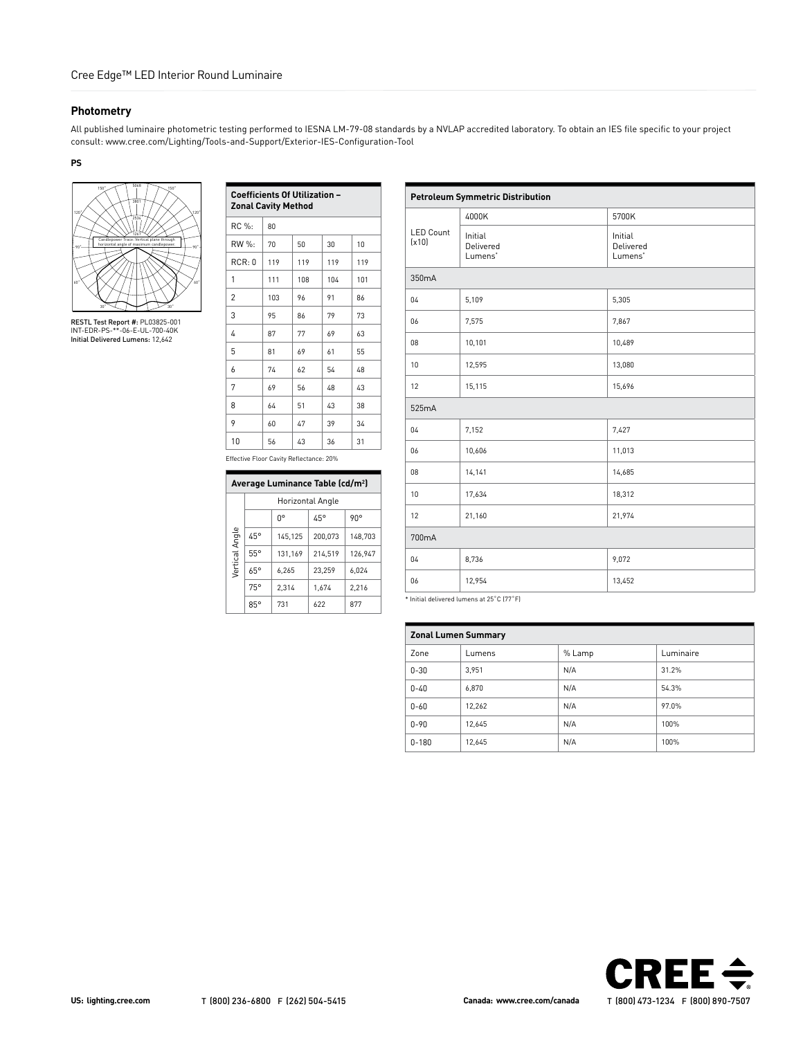## Photometry

All published luminaire photometric testing performed to IESNA LM-79-08 standards by a NVLAP accredited laboratory. To obtain an IES file specific to your project consult: www.cree.com/Lighting/Tools-and-Support/Exterior-IES-Configuration-Tool

**PS**

Candlepower Trace: Vertical plane through horizontal angle of maximum candlepower

**RESTL Test Report #:** PL03825-001
INT-EDR-PS-**-06-E-UL-700-40K
**Initial Delivered Lumens:** 12,642

| Coefficients Of Utilization – Zonal Cavity Method | | | | |
|---|---|---|---|---|
| RC %: | 80 | | | |
| RW %: | 70 | 50 | 30 | 10 |
| RCR: 0 | 119 | 119 | 119 | 119 |
| 1 | 111 | 108 | 104 | 101 |
| 2 | 103 | 96 | 91 | 86 |
| 3 | 95 | 86 | 79 | 73 |
| 4 | 87 | 77 | 69 | 63 |
| 5 | 81 | 69 | 61 | 55 |
| 6 | 74 | 62 | 54 | 48 |
| 7 | 69 | 56 | 48 | 43 |
| 8 | 64 | 51 | 43 | 38 |
| 9 | 60 | 47 | 39 | 34 |
| 10 | 56 | 43 | 36 | 31 |

Effective Floor Cavity Reflectance: 20%

| Average Luminance Table (cd/m²) | | | |
|---|---|---|---|
| | Horizontal Angle | | |
| Vertical Angle | 0° | 45° | 90° |
| 45° | 145,125 | 200,073 | 148,703 |
| 55° | 131,169 | 214,519 | 126,947 |
| 65° | 6,265 | 23,259 | 6,024 |
| 75° | 2,314 | 1,674 | 2,216 |
| 85° | 731 | 622 | 877 |

| Petroleum Symmetric Distribution | | |
|---|---|---|
| LED Count (x10) | 4000K | 5700K |
| | Initial Delivered Lumens* | Initial Delivered Lumens* |
| **350mA** | | |
| 04 | 5,109 | 5,305 |
| 06 | 7,575 | 7,867 |
| 08 | 10,101 | 10,489 |
| 10 | 12,595 | 13,080 |
| 12 | 15,115 | 15,696 |
| **525mA** | | |
| 04 | 7,152 | 7,427 |
| 06 | 10,606 | 11,013 |
| 08 | 14,141 | 14,685 |
| 10 | 17,634 | 18,312 |
| 12 | 21,160 | 21,974 |
| **700mA** | | |
| 04 | 8,736 | 9,072 |
| 06 | 12,954 | 13,452 |

\* Initial delivered lumens at 25°C (77°F)

| Zonal Lumen Summary | | | |
|---|---|---|---|
| Zone | Lumens | % Lamp | Luminaire |
| 0-30 | 3,951 | N/A | 31.2% |
| 0-40 | 6,870 | N/A | 54.3% |
| 0-60 | 12,262 | N/A | 97.0% |
| 0-90 | 12,645 | N/A | 100% |
| 0-180 | 12,645 | N/A | 100% |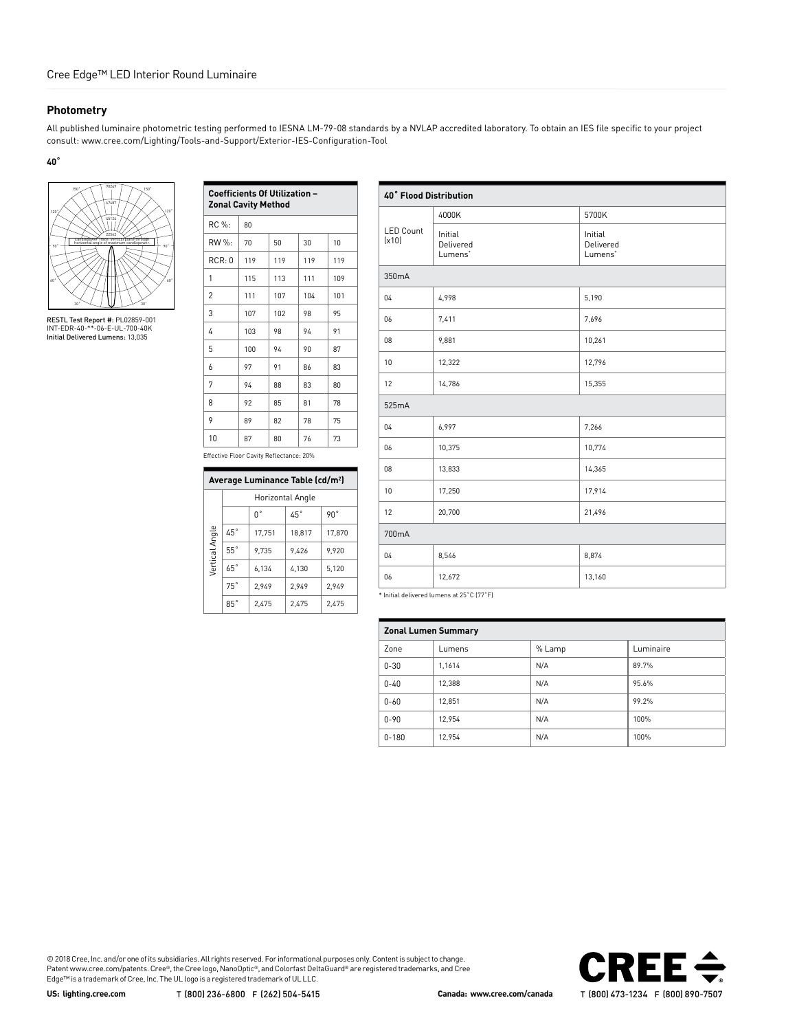## Photometry

All published luminaire photometric testing performed to IESNA LM-79-08 standards by a NVLAP accredited laboratory. To obtain an IES file specific to your project consult: www.cree.com/Lighting/Tools-and-Support/Exterior-IES-Configuration-Tool

**40˚**

150° 90269 150°
67687
120° 120°
45124
22562
Candlepower Trace: Vertical plane through horizontal angle of maximum candlepower.
90° 90°
60° 60°
30° 30°

**RESTL Test Report #:** PL02859-001
INT-EDR-40-**-06-E-UL-700-40K
**Initial Delivered Lumens:** 13,035

| **Coefficients Of Utilization – Zonal Cavity Method** | | | | |
|---|---|---|---|---|
| RC %: | 80 | | | |
| RW %: | 70 | 50 | 30 | 10 |
| RCR: 0 | 119 | 119 | 119 | 119 |
| 1 | 115 | 113 | 111 | 109 |
| 2 | 111 | 107 | 104 | 101 |
| 3 | 107 | 102 | 98 | 95 |
| 4 | 103 | 98 | 94 | 91 |
| 5 | 100 | 94 | 90 | 87 |
| 6 | 97 | 91 | 86 | 83 |
| 7 | 94 | 88 | 83 | 80 |
| 8 | 92 | 85 | 81 | 78 |
| 9 | 89 | 82 | 78 | 75 |
| 10 | 87 | 80 | 76 | 73 |

Effective Floor Cavity Reflectance: 20%

| **Average Luminance Table (cd/m²)** | | | | |
|---|---|---|---|---|
| | | Horizontal Angle | | |
| | | 0˚ | 45˚ | 90˚ |
| Vertical Angle | 45˚ | 17,751 | 18,817 | 17,870 |
| | 55˚ | 9,735 | 9,426 | 9,920 |
| | 65˚ | 6,134 | 4,130 | 5,120 |
| | 75˚ | 2,949 | 2,949 | 2,949 |
| | 85˚ | 2,475 | 2,475 | 2,475 |

| **40˚ Flood Distribution** | | |
|---|---|---|
| LED Count (x10) | 4000K | 5700K |
| | Initial Delivered Lumens* | Initial Delivered Lumens* |
| 350mA | | |
| 04 | 4,998 | 5,190 |
| 06 | 7,411 | 7,696 |
| 08 | 9,881 | 10,261 |
| 10 | 12,322 | 12,796 |
| 12 | 14,786 | 15,355 |
| 525mA | | |
| 04 | 6,997 | 7,266 |
| 06 | 10,375 | 10,774 |
| 08 | 13,833 | 14,365 |
| 10 | 17,250 | 17,914 |
| 12 | 20,700 | 21,496 |
| 700mA | | |
| 04 | 8,546 | 8,874 |
| 06 | 12,672 | 13,160 |

* Initial delivered lumens at 25˚C (77˚F)

| **Zonal Lumen Summary** | | | |
|---|---|---|---|
| Zone | Lumens | % Lamp | Luminaire |
| 0-30 | 1,1614 | N/A | 89.7% |
| 0-40 | 12,388 | N/A | 95.6% |
| 0-60 | 12,851 | N/A | 99.2% |
| 0-90 | 12,954 | N/A | 100% |
| 0-180 | 12,954 | N/A | 100% |

© 2018 Cree, Inc. and/or one of its subsidiaries. All rights reserved. For informational purposes only. Content is subject to change. Patent www.cree.com/patents. Cree®, the Cree logo, NanoOptic®, and Colorfast DeltaGuard® are registered trademarks, and Cree Edge™ is a trademark of Cree, Inc. The UL logo is a registered trademark of UL LLC.

**US: lighting.cree.com** T (800) 236-6800 F (262) 504-5415 **Canada: www.cree.com/canada** T (800) 473-1234 F (800) 890-7507